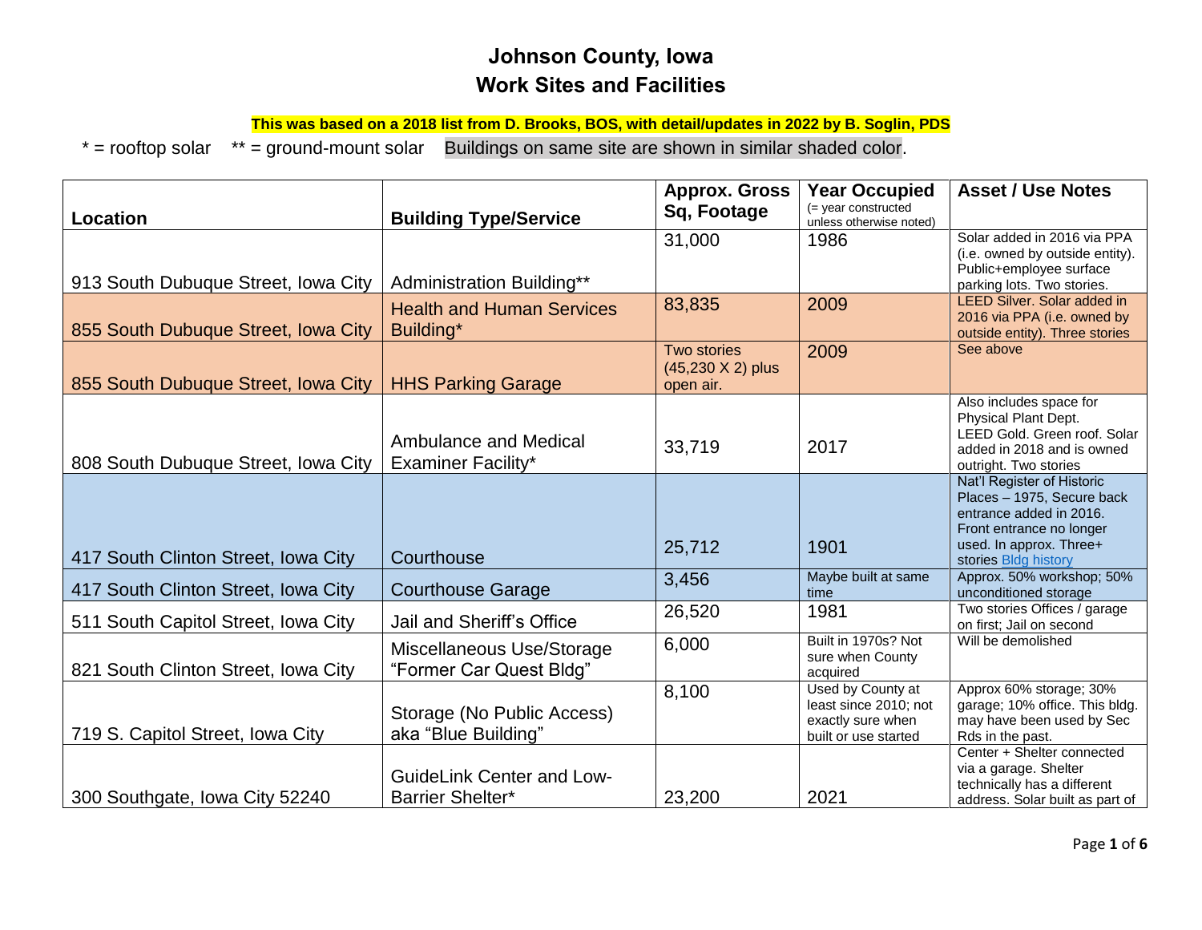# Johnson County, Iowa
## Work Sites and Facilities

**This was based on a 2018 list from D. Brooks, BOS, with detail/updates in 2022 by B. Soglin, PDS**

\* = rooftop solar  \*\* = ground-mount solar  Buildings on same site are shown in similar shaded color.

| Location | Building Type/Service | Approx. Gross Sq, Footage | Year Occupied (= year constructed unless otherwise noted) | Asset / Use Notes |
|---|---|---|---|---|
| 913 South Dubuque Street, Iowa City | Administration Building** | 31,000 | 1986 | Solar added in 2016 via PPA (i.e. owned by outside entity). Public+employee surface parking lots. Two stories. |
| 855 South Dubuque Street, Iowa City | Health and Human Services Building* | 83,835 | 2009 | LEED Silver. Solar added in 2016 via PPA (i.e. owned by outside entity). Three stories |
| 855 South Dubuque Street, Iowa City | HHS Parking Garage | Two stories (45,230 X 2) plus open air. | 2009 | See above |
| 808 South Dubuque Street, Iowa City | Ambulance and Medical Examiner Facility* | 33,719 | 2017 | Also includes space for Physical Plant Dept. LEED Gold. Green roof. Solar added in 2018 and is owned outright. Two stories |
| 417 South Clinton Street, Iowa City | Courthouse | 25,712 | 1901 | Nat'l Register of Historic Places – 1975, Secure back entrance added in 2016. Front entrance no longer used. In approx. Three+ stories Bldg history |
| 417 South Clinton Street, Iowa City | Courthouse Garage | 3,456 | Maybe built at same time | Approx. 50% workshop; 50% unconditioned storage |
| 511 South Capitol Street, Iowa City | Jail and Sheriff's Office | 26,520 | 1981 | Two stories Offices / garage on first; Jail on second |
| 821 South Clinton Street, Iowa City | Miscellaneous Use/Storage "Former Car Quest Bldg" | 6,000 | Built in 1970s? Not sure when County acquired | Will be demolished |
| 719 S. Capitol Street, Iowa City | Storage (No Public Access) aka "Blue Building" | 8,100 | Used by County at least since 2010; not exactly sure when built or use started | Approx 60% storage; 30% garage; 10% office. This bldg. may have been used by Sec Rds in the past. |
| 300 Southgate, Iowa City 52240 | GuideLink Center and Low-Barrier Shelter* | 23,200 | 2021 | Center + Shelter connected via a garage. Shelter technically has a different address. Solar built as part of |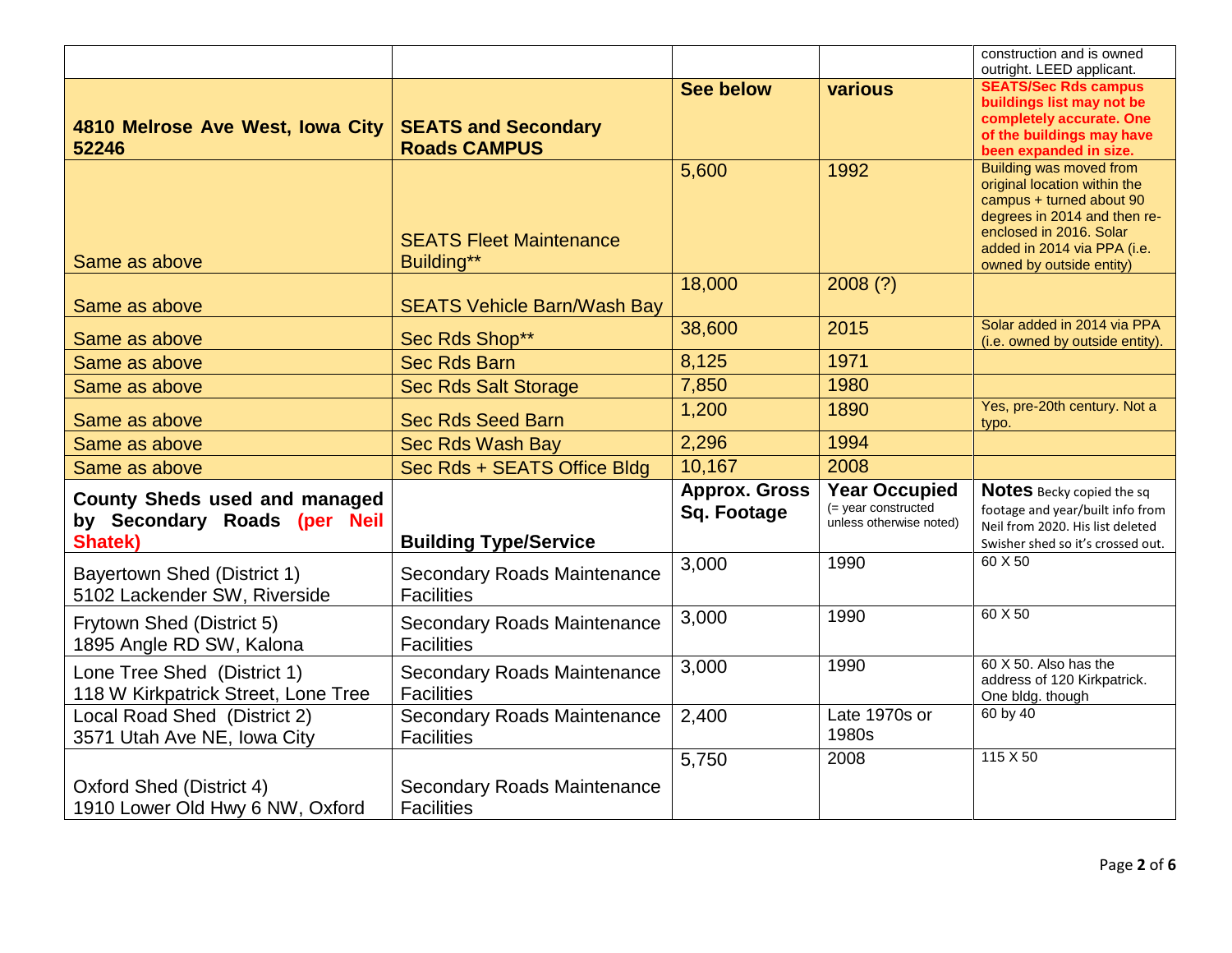| | | | | construction and is owned outright. LEED applicant. |
|---|---|---|---|---|
| **4810 Melrose Ave West, Iowa City 52246** | **SEATS and Secondary Roads CAMPUS** | **See below** | **various** | **SEATS/Sec Rds campus buildings list may not be completely accurate. One of the buildings may have been expanded in size.** |
| Same as above | SEATS Fleet Maintenance Building** | 5,600 | 1992 | Building was moved from original location within the campus + turned about 90 degrees in 2014 and then re-enclosed in 2016. Solar added in 2014 via PPA (i.e. owned by outside entity) |
| Same as above | SEATS Vehicle Barn/Wash Bay | 18,000 | 2008 (?) | |
| Same as above | Sec Rds Shop** | 38,600 | 2015 | Solar added in 2014 via PPA (i.e. owned by outside entity). |
| Same as above | Sec Rds Barn | 8,125 | 1971 | |
| Same as above | Sec Rds Salt Storage | 7,850 | 1980 | |
| Same as above | Sec Rds Seed Barn | 1,200 | 1890 | Yes, pre-20th century. Not a typo. |
| Same as above | Sec Rds Wash Bay | 2,296 | 1994 | |
| Same as above | Sec Rds + SEATS Office Bldg | 10,167 | 2008 | |
| **County Sheds used and managed by Secondary Roads (per Neil Shatek)** | **Building Type/Service** | **Approx. Gross Sq. Footage** | **Year Occupied** (= year constructed unless otherwise noted) | **Notes** Becky copied the sq footage and year/built info from Neil from 2020. His list deleted Swisher shed so it's crossed out. |
| Bayertown Shed (District 1) 5102 Lackender SW, Riverside | Secondary Roads Maintenance Facilities | 3,000 | 1990 | 60 X 50 |
| Frytown Shed (District 5) 1895 Angle RD SW, Kalona | Secondary Roads Maintenance Facilities | 3,000 | 1990 | 60 X 50 |
| Lone Tree Shed (District 1) 118 W Kirkpatrick Street, Lone Tree | Secondary Roads Maintenance Facilities | 3,000 | 1990 | 60 X 50. Also has the address of 120 Kirkpatrick. One bldg. though |
| Local Road Shed (District 2) 3571 Utah Ave NE, Iowa City | Secondary Roads Maintenance Facilities | 2,400 | Late 1970s or 1980s | 60 by 40 |
| Oxford Shed (District 4) 1910 Lower Old Hwy 6 NW, Oxford | Secondary Roads Maintenance Facilities | 5,750 | 2008 | 115 X 50 |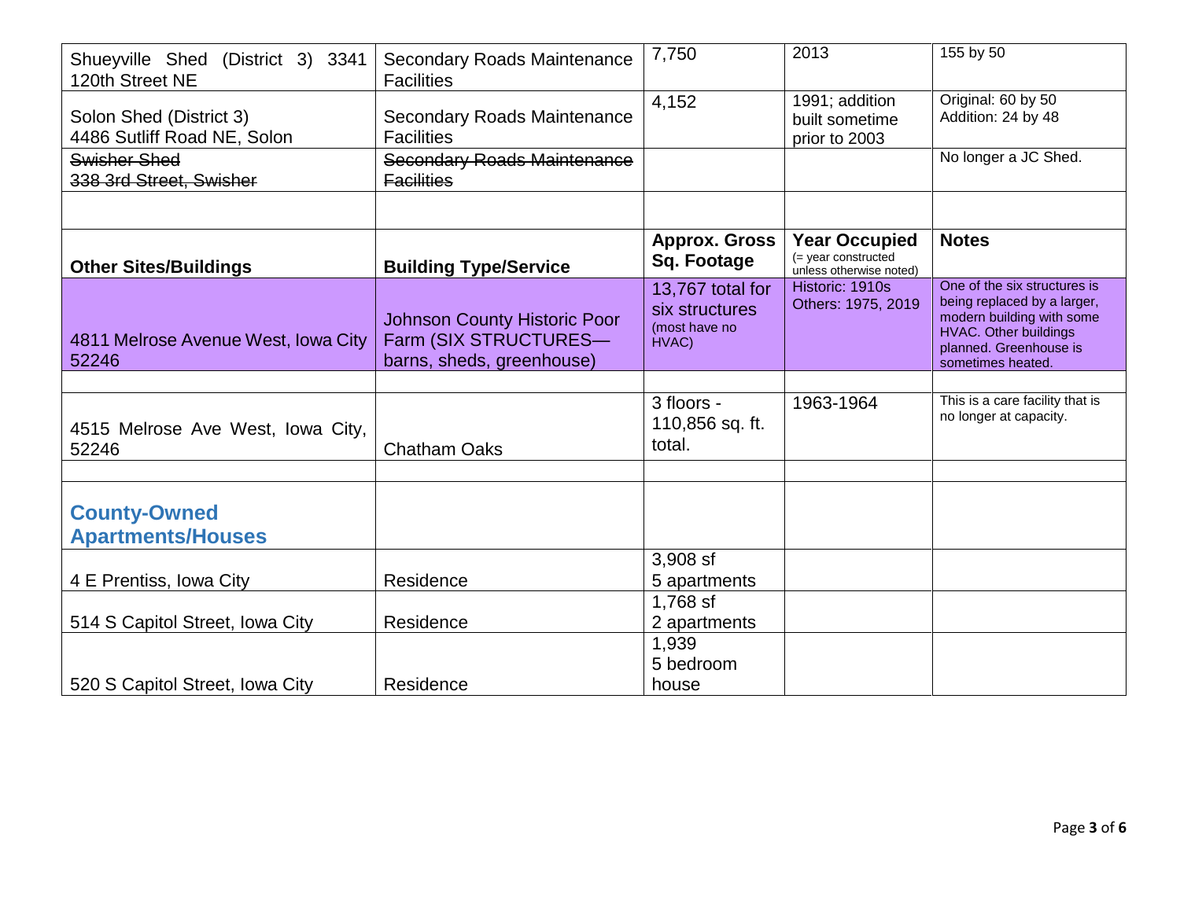| | | | | |
|---|---|---|---|---|
| Shueyville Shed (District 3) 3341 120th Street NE | Secondary Roads Maintenance Facilities | 7,750 | 2013 | 155 by 50 |
| Solon Shed (District 3)<br>4486 Sutliff Road NE, Solon | Secondary Roads Maintenance Facilities | 4,152 | 1991; addition built sometime prior to 2003 | Original: 60 by 50<br>Addition: 24 by 48 |
| ~~Swisher Shed~~<br>~~338 3rd Street, Swisher~~ | ~~Secondary Roads Maintenance Facilities~~ | | | No longer a JC Shed. |
| | | | | |
| **Other Sites/Buildings** | **Building Type/Service** | **Approx. Gross Sq. Footage** | **Year Occupied** (= year constructed unless otherwise noted) | **Notes** |
| 4811 Melrose Avenue West, Iowa City 52246 | Johnson County Historic Poor Farm (SIX STRUCTURES—barns, sheds, greenhouse) | 13,767 total for six structures (most have no HVAC) | Historic: 1910s<br>Others: 1975, 2019 | One of the six structures is being replaced by a larger, modern building with some HVAC. Other buildings planned. Greenhouse is sometimes heated. |
| | | | | |
| 4515 Melrose Ave West, Iowa City, 52246 | Chatham Oaks | 3 floors - 110,856 sq. ft. total. | 1963-1964 | This is a care facility that is no longer at capacity. |
| | | | | |
| **County-Owned Apartments/Houses** | | | | |
| 4 E Prentiss, Iowa City | Residence | 3,908 sf<br>5 apartments | | |
| 514 S Capitol Street, Iowa City | Residence | 1,768 sf<br>2 apartments | | |
| 520 S Capitol Street, Iowa City | Residence | 1,939<br>5 bedroom house | | |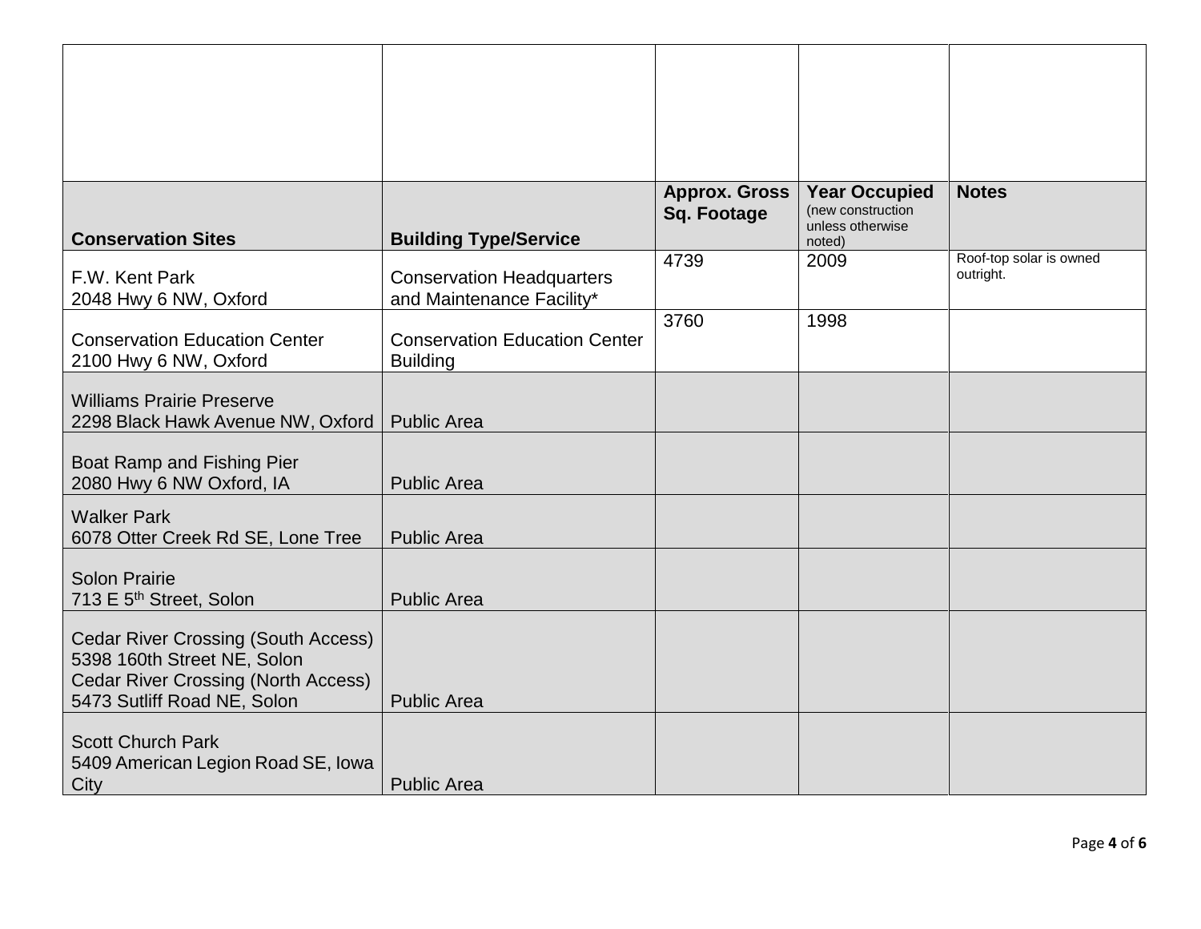| Conservation Sites | Building Type/Service | Approx. Gross Sq. Footage | Year Occupied (new construction unless otherwise noted) | Notes |
|---|---|---|---|---|
| F.W. Kent Park<br>2048 Hwy 6 NW, Oxford | Conservation Headquarters and Maintenance Facility* | 4739 | 2009 | Roof-top solar is owned outright. |
| Conservation Education Center<br>2100 Hwy 6 NW, Oxford | Conservation Education Center Building | 3760 | 1998 | |
| Williams Prairie Preserve<br>2298 Black Hawk Avenue NW, Oxford | Public Area | | | |
| Boat Ramp and Fishing Pier<br>2080 Hwy 6 NW Oxford, IA | Public Area | | | |
| Walker Park<br>6078 Otter Creek Rd SE, Lone Tree | Public Area | | | |
| Solon Prairie<br>713 E 5th Street, Solon | Public Area | | | |
| Cedar River Crossing (South Access)<br>5398 160th Street NE, Solon<br>Cedar River Crossing (North Access)<br>5473 Sutliff Road NE, Solon | Public Area | | | |
| Scott Church Park<br>5409 American Legion Road SE, Iowa City | Public Area | | | |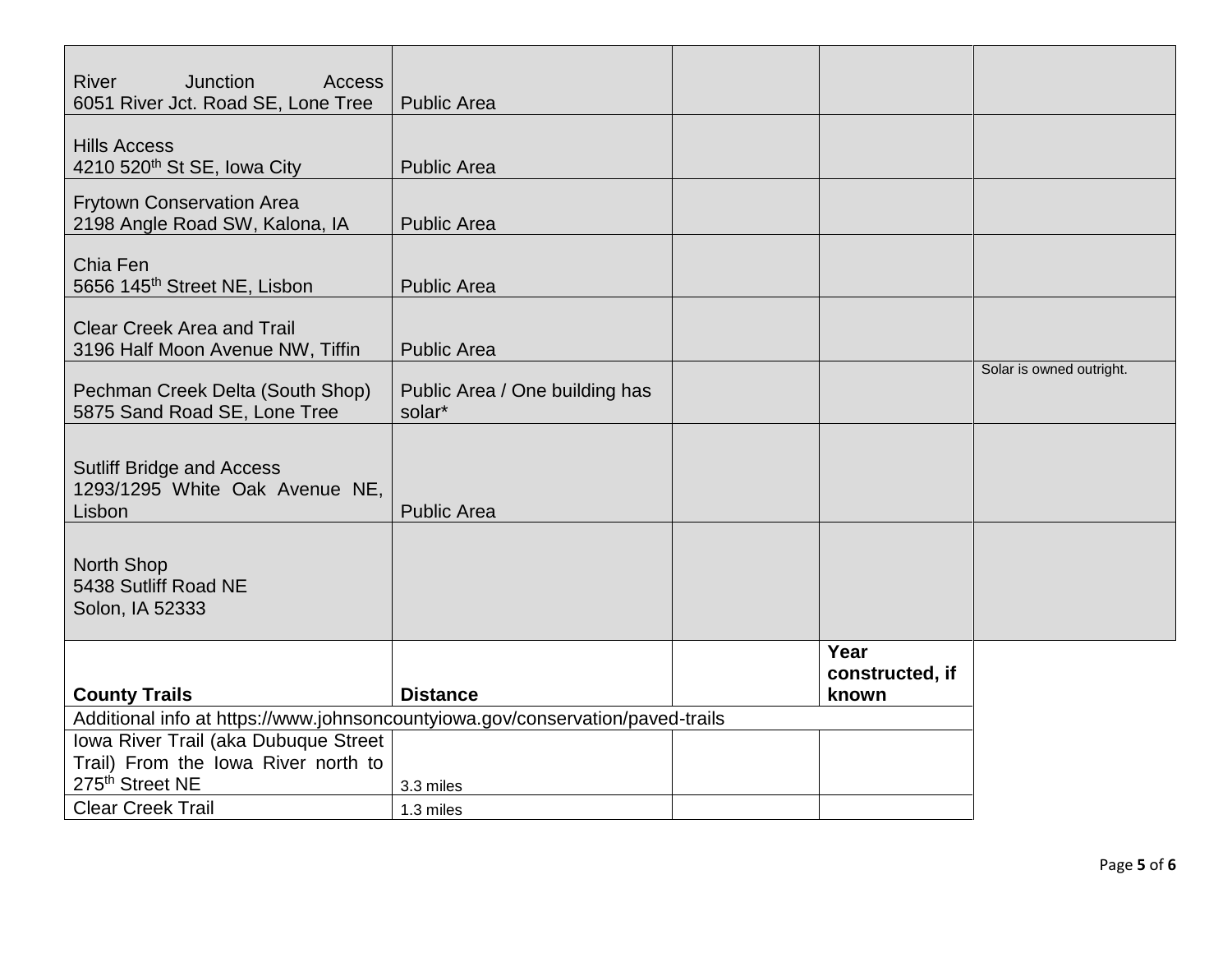| | | | | |
|---|---|---|---|---|
| River Junction Access<br>6051 River Jct. Road SE, Lone Tree | Public Area | | | |
| Hills Access<br>4210 520th St SE, Iowa City | Public Area | | | |
| Frytown Conservation Area<br>2198 Angle Road SW, Kalona, IA | Public Area | | | |
| Chia Fen<br>5656 145th Street NE, Lisbon | Public Area | | | |
| Clear Creek Area and Trail<br>3196 Half Moon Avenue NW, Tiffin | Public Area | | | |
| Pechman Creek Delta (South Shop)<br>5875 Sand Road SE, Lone Tree | Public Area / One building has solar* | | | Solar is owned outright. |
| Sutliff Bridge and Access<br>1293/1295 White Oak Avenue NE, Lisbon | Public Area | | | |
| North Shop<br>5438 Sutliff Road NE<br>Solon, IA 52333 | | | | |

| **County Trails** | **Distance** | | **Year constructed, if known** |
|---|---|---|---|
| Additional info at https://www.johnsoncountyiowa.gov/conservation/paved-trails | | | |
| Iowa River Trail (aka Dubuque Street Trail) From the Iowa River north to 275th Street NE | 3.3 miles | | |
| Clear Creek Trail | 1.3 miles | | |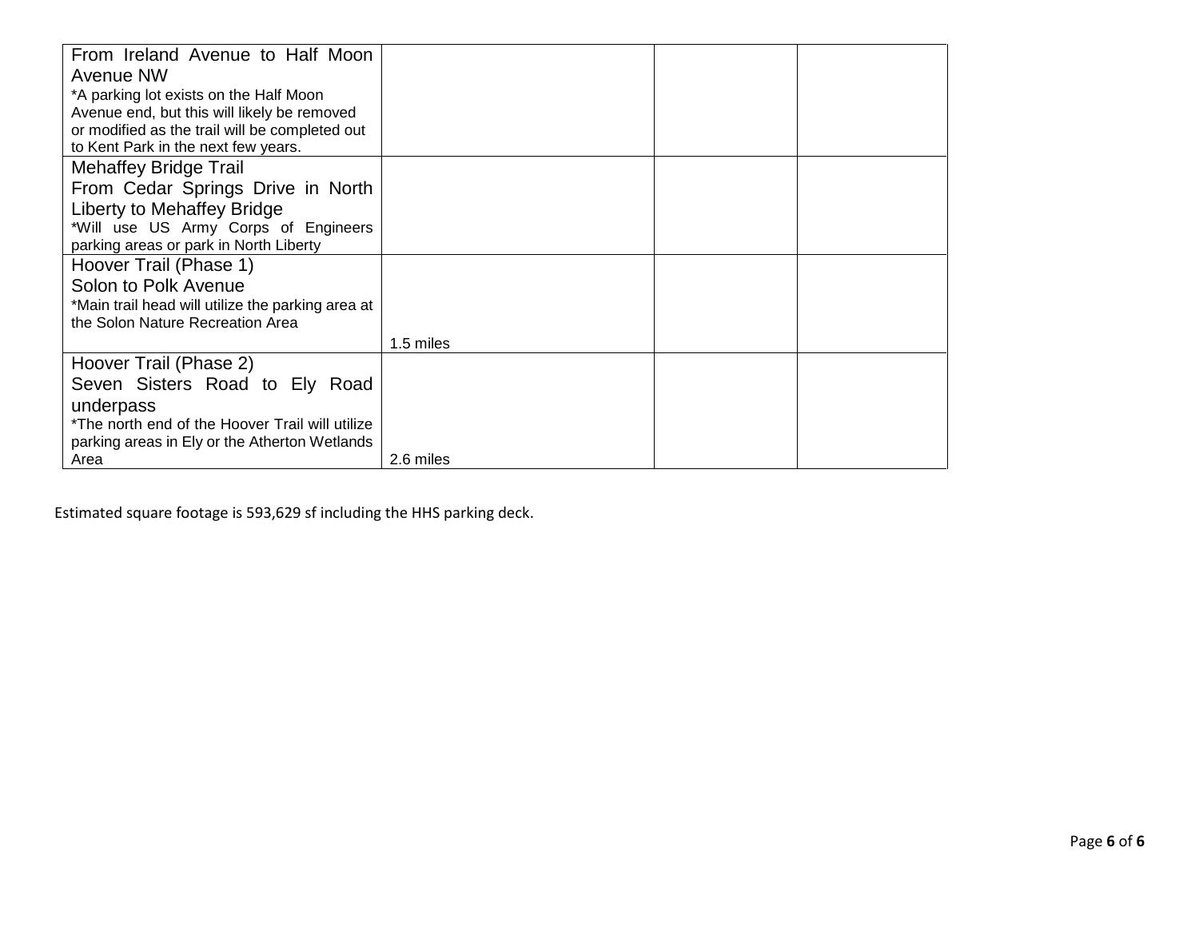| | | | |
|---|---|---|---|
| From Ireland Avenue to Half Moon Avenue NW<br>*A parking lot exists on the Half Moon Avenue end, but this will likely be removed or modified as the trail will be completed out to Kent Park in the next few years. | | | |
| Mehaffey Bridge Trail<br>From Cedar Springs Drive in North Liberty to Mehaffey Bridge<br>*Will use US Army Corps of Engineers parking areas or park in North Liberty | | | |
| Hoover Trail (Phase 1)<br>Solon to Polk Avenue<br>*Main trail head will utilize the parking area at the Solon Nature Recreation Area | 1.5 miles | | |
| Hoover Trail (Phase 2)<br>Seven Sisters Road to Ely Road underpass<br>*The north end of the Hoover Trail will utilize parking areas in Ely or the Atherton Wetlands Area | 2.6 miles | | |

Estimated square footage is 593,629 sf including the HHS parking deck.